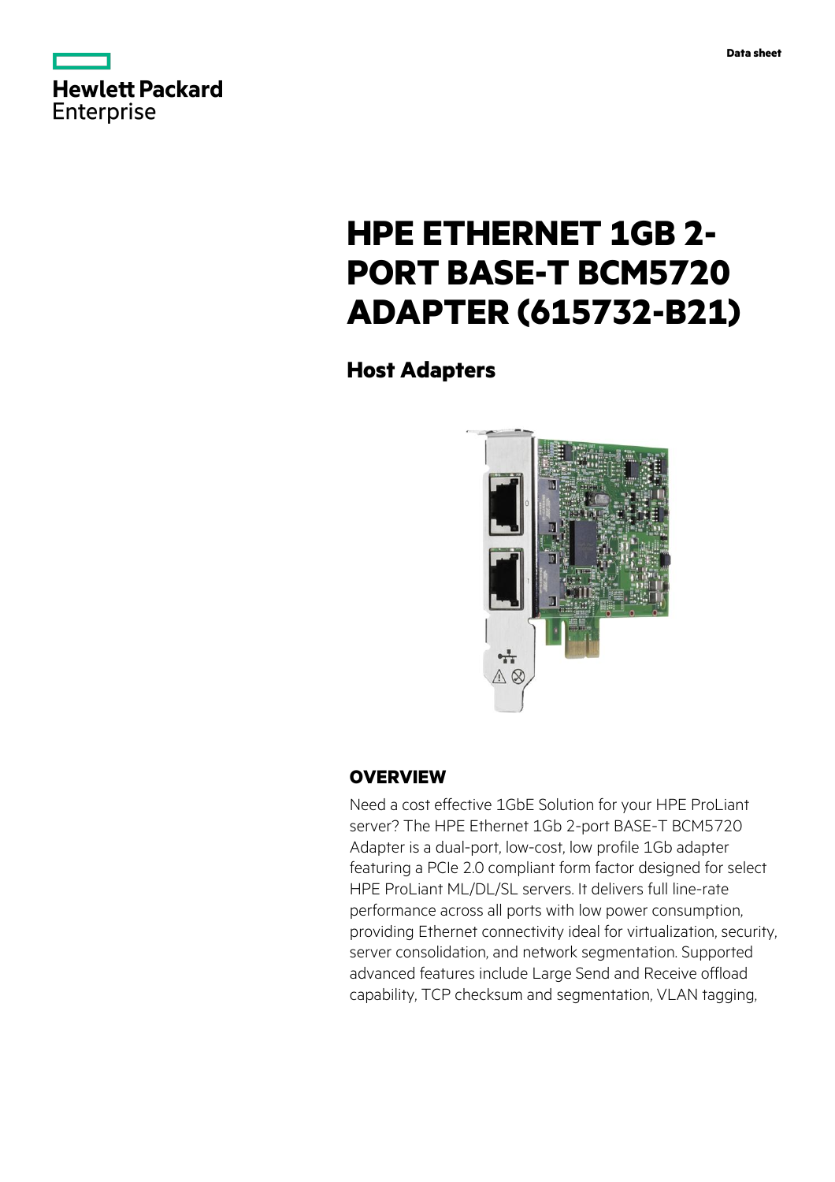Hewlett Packard Enterprise

Data sheet

# HPE ETHERNET 1GB 2-PORT BASE-T BCM5720 ADAPTER (615732-B21)

## Host Adapters

## OVERVIEW

Need a cost effective 1GbE Solution for your HPE ProLiant server? The HPE Ethernet 1Gb 2-port BASE-T BCM5720 Adapter is a dual-port, low-cost, low profile 1Gb adapter featuring a PCIe 2.0 compliant form factor designed for select HPE ProLiant ML/DL/SL servers. It delivers full line-rate performance across all ports with low power consumption, providing Ethernet connectivity ideal for virtualization, security, server consolidation, and network segmentation. Supported advanced features include Large Send and Receive offload capability, TCP checksum and segmentation, VLAN tagging,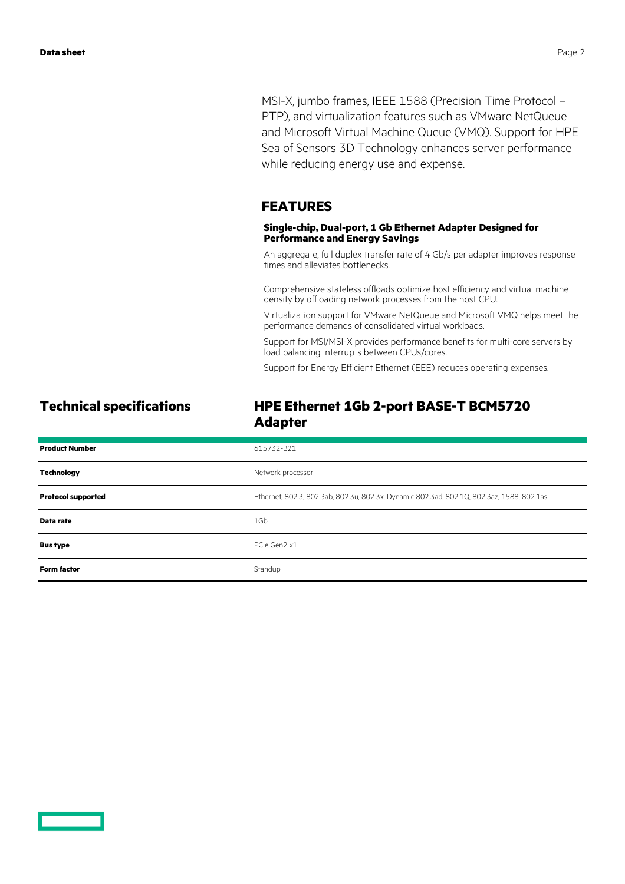MSI-X, jumbo frames, IEEE 1588 (Precision Time Protocol – PTP), and virtualization features such as VMware NetQueue and Microsoft Virtual Machine Queue (VMQ). Support for HPE Sea of Sensors 3D Technology enhances server performance while reducing energy use and expense.

## FEATURES

### Single-chip, Dual-port, 1 Gb Ethernet Adapter Designed for Performance and Energy Savings

An aggregate, full duplex transfer rate of 4 Gb/s per adapter improves response times and alleviates bottlenecks.

Comprehensive stateless offloads optimize host efficiency and virtual machine density by offloading network processes from the host CPU.

Virtualization support for VMware NetQueue and Microsoft VMQ helps meet the performance demands of consolidated virtual workloads.

Support for MSI/MSI-X provides performance benefits for multi-core servers by load balancing interrupts between CPUs/cores.

Support for Energy Efficient Ethernet (EEE) reduces operating expenses.

## Technical specifications

## HPE Ethernet 1Gb 2-port BASE-T BCM5720 Adapter

| | |
|---|---|
| **Product Number** | 615732-B21 |
| **Technology** | Network processor |
| **Protocol supported** | Ethernet, 802.3, 802.3ab, 802.3u, 802.3x, Dynamic 802.3ad, 802.1Q, 802.3az, 1588, 802.1as |
| **Data rate** | 1Gb |
| **Bus type** | PCIe Gen2 x1 |
| **Form factor** | Standup |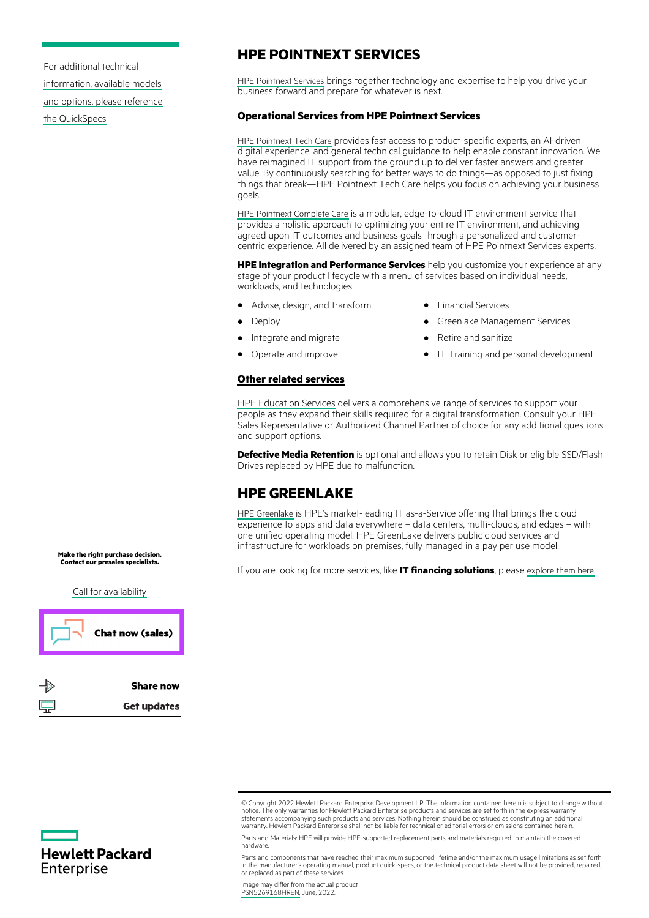For additional technical information, available models and options, please reference the QuickSpecs

## HPE POINTNEXT SERVICES

HPE Pointnext Services brings together technology and expertise to help you drive your business forward and prepare for whatever is next.

### Operational Services from HPE Pointnext Services

HPE Pointnext Tech Care provides fast access to product-specific experts, an AI-driven digital experience, and general technical guidance to help enable constant innovation. We have reimagined IT support from the ground up to deliver faster answers and greater value. By continuously searching for better ways to do things—as opposed to just fixing things that break—HPE Pointnext Tech Care helps you focus on achieving your business goals.

HPE Pointnext Complete Care is a modular, edge-to-cloud IT environment service that provides a holistic approach to optimizing your entire IT environment, and achieving agreed upon IT outcomes and business goals through a personalized and customer-centric experience. All delivered by an assigned team of HPE Pointnext Services experts.

**HPE Integration and Performance Services** help you customize your experience at any stage of your product lifecycle with a menu of services based on individual needs, workloads, and technologies.

- Advise, design, and transform
- Deploy
- Integrate and migrate
- Operate and improve
- Financial Services
- Greenlake Management Services
- Retire and sanitize
- IT Training and personal development

### Other related services

HPE Education Services delivers a comprehensive range of services to support your people as they expand their skills required for a digital transformation. Consult your HPE Sales Representative or Authorized Channel Partner of choice for any additional questions and support options.

**Defective Media Retention** is optional and allows you to retain Disk or eligible SSD/Flash Drives replaced by HPE due to malfunction.

## HPE GREENLAKE

HPE Greenlake is HPE's market-leading IT as-a-Service offering that brings the cloud experience to apps and data everywhere – data centers, multi-clouds, and edges – with one unified operating model. HPE GreenLake delivers public cloud services and infrastructure for workloads on premises, fully managed in a pay per use model.

If you are looking for more services, like **IT financing solutions**, please explore them here.

**Make the right purchase decision. Contact our presales specialists.**

Call for availability

Chat now (sales)

Share now

Get updates

© Copyright 2022 Hewlett Packard Enterprise Development LP. The information contained herein is subject to change without notice. The only warranties for Hewlett Packard Enterprise products and services are set forth in the express warranty statements accompanying such products and services. Nothing herein should be construed as constituting an additional warranty. Hewlett Packard Enterprise shall not be liable for technical or editorial errors or omissions contained herein.

Parts and Materials: HPE will provide HPE-supported replacement parts and materials required to maintain the covered hardware.

Parts and components that have reached their maximum supported lifetime and/or the maximum usage limitations as set forth in the manufacturer's operating manual, product quick-specs, or the technical product data sheet will not be provided, repaired, or replaced as part of these services.

Image may differ from the actual product

PSN5269168HREN, June, 2022.

Hewlett Packard Enterprise